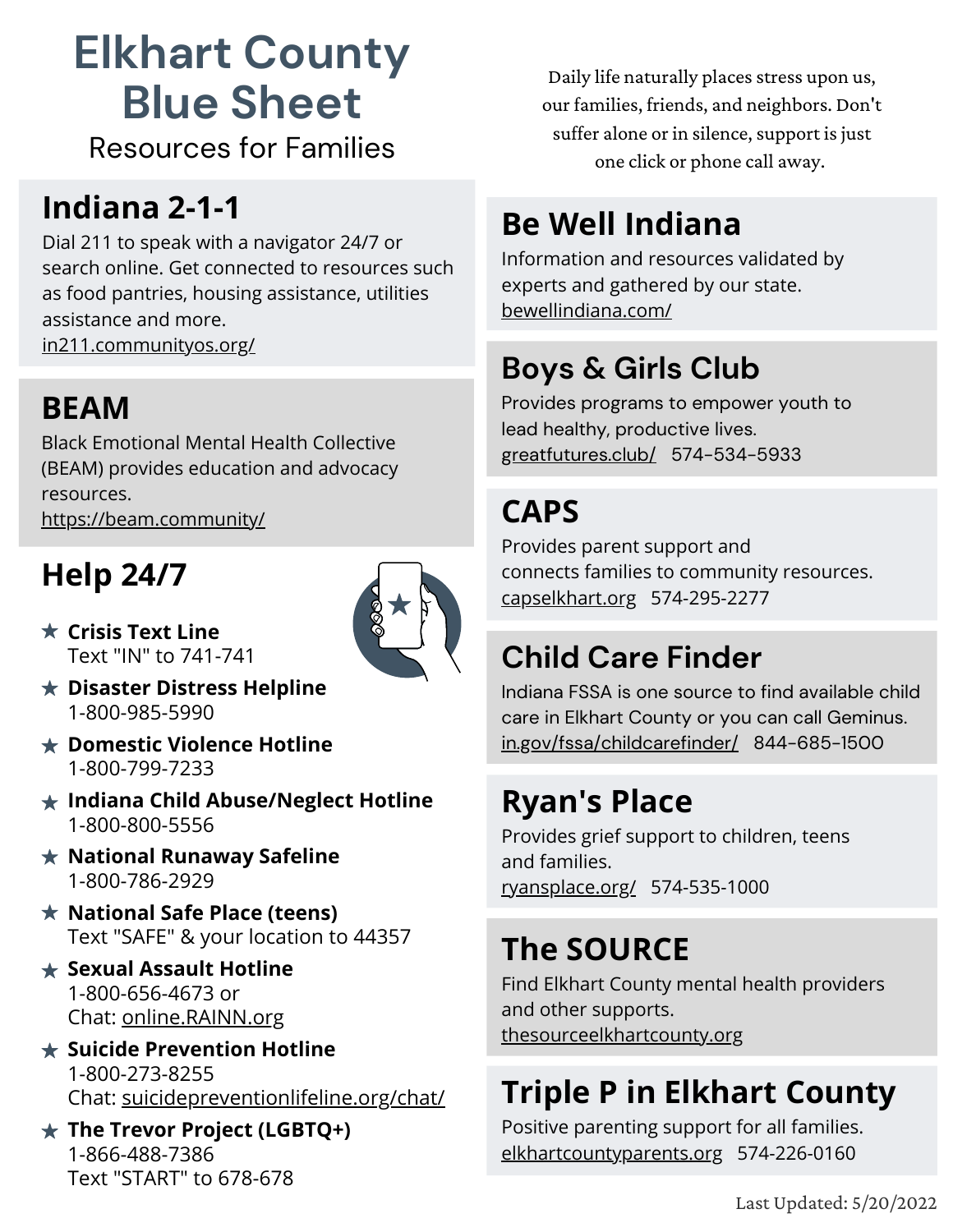# Elkhart County Blue Sheet

Resources for Families

Daily life naturally places stress upon us, our families, friends, and neighbors. Don't suffer alone or in silence, support is just one click or phone call away.

## Indiana 2-1-1

Dial 211 to speak with a navigator 24/7 or search online. Get connected to resources such as food pantries, housing assistance, utilities assistance and more.
in211.communityos.org/

## BEAM

Black Emotional Mental Health Collective (BEAM) provides education and advocacy resources.
https://beam.community/

## Help 24/7

- ★ **Crisis Text Line**
  Text "IN" to 741-741
- ★ **Disaster Distress Helpline**
  1-800-985-5990
- ★ **Domestic Violence Hotline**
  1-800-799-7233
- ★ **Indiana Child Abuse/Neglect Hotline**
  1-800-800-5556
- ★ **National Runaway Safeline**
  1-800-786-2929
- ★ **National Safe Place (teens)**
  Text "SAFE" & your location to 44357
- ★ **Sexual Assault Hotline**
  1-800-656-4673 or
  Chat: online.RAINN.org
- ★ **Suicide Prevention Hotline**
  1-800-273-8255
  Chat: suicidepreventionlifeline.org/chat/
- ★ **The Trevor Project (LGBTQ+)**
  1-866-488-7386
  Text "START" to 678-678

## Be Well Indiana

Information and resources validated by experts and gathered by our state.
bewellindiana.com/

## Boys & Girls Club

Provides programs to empower youth to lead healthy, productive lives.
greatfutures.club/ 574-534-5933

## CAPS

Provides parent support and connects families to community resources.
capselkhart.org 574-295-2277

## Child Care Finder

Indiana FSSA is one source to find available child care in Elkhart County or you can call Geminus.
in.gov/fssa/childcarefinder/ 844-685-1500

## Ryan's Place

Provides grief support to children, teens and families.
ryansplace.org/ 574-535-1000

## The SOURCE

Find Elkhart County mental health providers and other supports.
thesourceelkhartcounty.org

## Triple P in Elkhart County

Positive parenting support for all families.
elkhartcountyparents.org 574-226-0160

Last Updated: 5/20/2022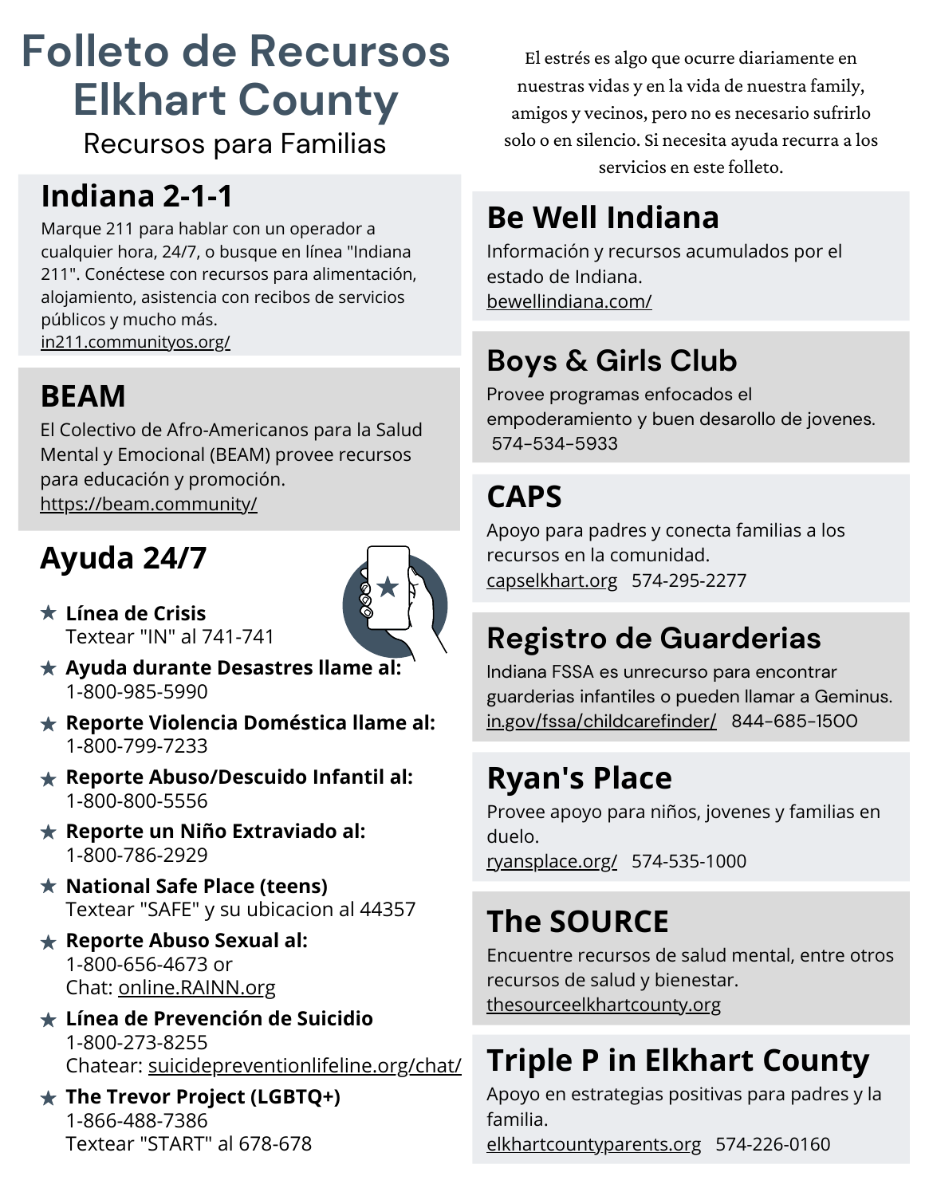# Folleto de Recursos Elkhart County

Recursos para Familias

El estrés es algo que ocurre diariamente en nuestras vidas y en la vida de nuestra family, amigos y vecinos, pero no es necesario sufrirlo solo o en silencio. Si necesita ayuda recurra a los servicios en este folleto.

## Indiana 2-1-1

Marque 211 para hablar con un operador a cualquier hora, 24/7, o busque en línea "Indiana 211". Conéctese con recursos para alimentación, alojamiento, asistencia con recibos de servicios públicos y mucho más.
in211.communityos.org/

## BEAM

El Colectivo de Afro-Americanos para la Salud Mental y Emocional (BEAM) provee recursos para educación y promoción.
https://beam.community/

## Ayuda 24/7

- **Línea de Crisis**
  Textear "IN" al 741-741
- **Ayuda durante Desastres llame al:**
  1-800-985-5990
- **Reporte Violencia Doméstica llame al:**
  1-800-799-7233
- **Reporte Abuso/Descuido Infantil al:**
  1-800-800-5556
- **Reporte un Niño Extraviado al:**
  1-800-786-2929
- **National Safe Place (teens)**
  Textear "SAFE" y su ubicacion al 44357
- **Reporte Abuso Sexual al:**
  1-800-656-4673 or
  Chat: online.RAINN.org
- **Línea de Prevención de Suicidio**
  1-800-273-8255
  Chatear: suicidepreventionlifeline.org/chat/
- **The Trevor Project (LGBTQ+)**
  1-866-488-7386
  Textear "START" al 678-678

## Be Well Indiana

Información y recursos acumulados por el estado de Indiana.
bewellindiana.com/

## Boys & Girls Club

Provee programas enfocados el empoderamiento y buen desarollo de jovenes.
574-534-5933

## CAPS

Apoyo para padres y conecta familias a los recursos en la comunidad.
capselkhart.org 574-295-2277

## Registro de Guarderias

Indiana FSSA es unrecurso para encontrar guarderias infantiles o pueden llamar a Geminus.
in.gov/fssa/childcarefinder/ 844-685-1500

## Ryan's Place

Provee apoyo para niños, jovenes y familias en duelo.
ryansplace.org/ 574-535-1000

## The SOURCE

Encuentre recursos de salud mental, entre otros recursos de salud y bienestar.
thesourceelkhartcounty.org

## Triple P in Elkhart County

Apoyo en estrategias positivas para padres y la familia.
elkhartcountyparents.org 574-226-0160